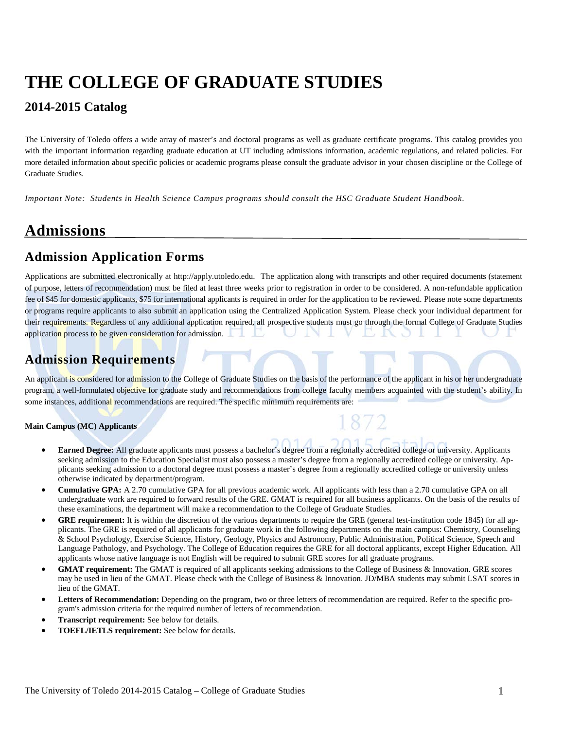# THE COLLEGE OF GRADUATE STUDIES

## 2014-2015 Catalog

The University of Toledo offers a wide array of master's and doctoral programs as well as graduate certificate programs. This catalog provides you with the important information regarding graduate education at UT including admissions information, academic regulations, and related policies. For more detailed information about specific policies or academic programs please consult the graduate advisor in your chosen discipline or the College of Graduate Studies.

*Important Note: Students in Health Science Campus programs should consult the HSC Graduate Student Handbook.*

# Admissions

## Admission Application Forms

Applications are submitted electronically at http://apply.utoledo.edu. The application along with transcripts and other required documents (statement of purpose, letters of recommendation) must be filed at least three weeks prior to registration in order to be considered. A non-refundable application fee of $45 for domestic applicants, $75 for international applicants is required in order for the application to be reviewed. Please note some departments or programs require applicants to also submit an application using the Centralized Application System. Please check your individual department for their requirements. Regardless of any additional application required, all prospective students must go through the formal College of Graduate Studies application process to be given consideration for admission.

## Admission Requirements

An applicant is considered for admission to the College of Graduate Studies on the basis of the performance of the applicant in his or her undergraduate program, a well-formulated objective for graduate study and recommendations from college faculty members acquainted with the student's ability. In some instances, additional recommendations are required. The specific minimum requirements are:

**Main Campus (MC) Applicants**

- **Earned Degree:** All graduate applicants must possess a bachelor's degree from a regionally accredited college or university. Applicants seeking admission to the Education Specialist must also possess a master's degree from a regionally accredited college or university. Applicants seeking admission to a doctoral degree must possess a master's degree from a regionally accredited college or university unless otherwise indicated by department/program.
- **Cumulative GPA:** A 2.70 cumulative GPA for all previous academic work. All applicants with less than a 2.70 cumulative GPA on all undergraduate work are required to forward results of the GRE. GMAT is required for all business applicants. On the basis of the results of these examinations, the department will make a recommendation to the College of Graduate Studies.
- **GRE requirement:** It is within the discretion of the various departments to require the GRE (general test-institution code 1845) for all applicants. The GRE is required of all applicants for graduate work in the following departments on the main campus: Chemistry, Counseling & School Psychology, Exercise Science, History, Geology, Physics and Astronomy, Public Administration, Political Science, Speech and Language Pathology, and Psychology. The College of Education requires the GRE for all doctoral applicants, except Higher Education. All applicants whose native language is not English will be required to submit GRE scores for all graduate programs.
- **GMAT requirement:** The GMAT is required of all applicants seeking admissions to the College of Business & Innovation. GRE scores may be used in lieu of the GMAT. Please check with the College of Business & Innovation. JD/MBA students may submit LSAT scores in lieu of the GMAT.
- **Letters of Recommendation:** Depending on the program, two or three letters of recommendation are required. Refer to the specific program's admission criteria for the required number of letters of recommendation.
- **Transcript requirement:** See below for details.
- **TOEFL/IETLS requirement:** See below for details.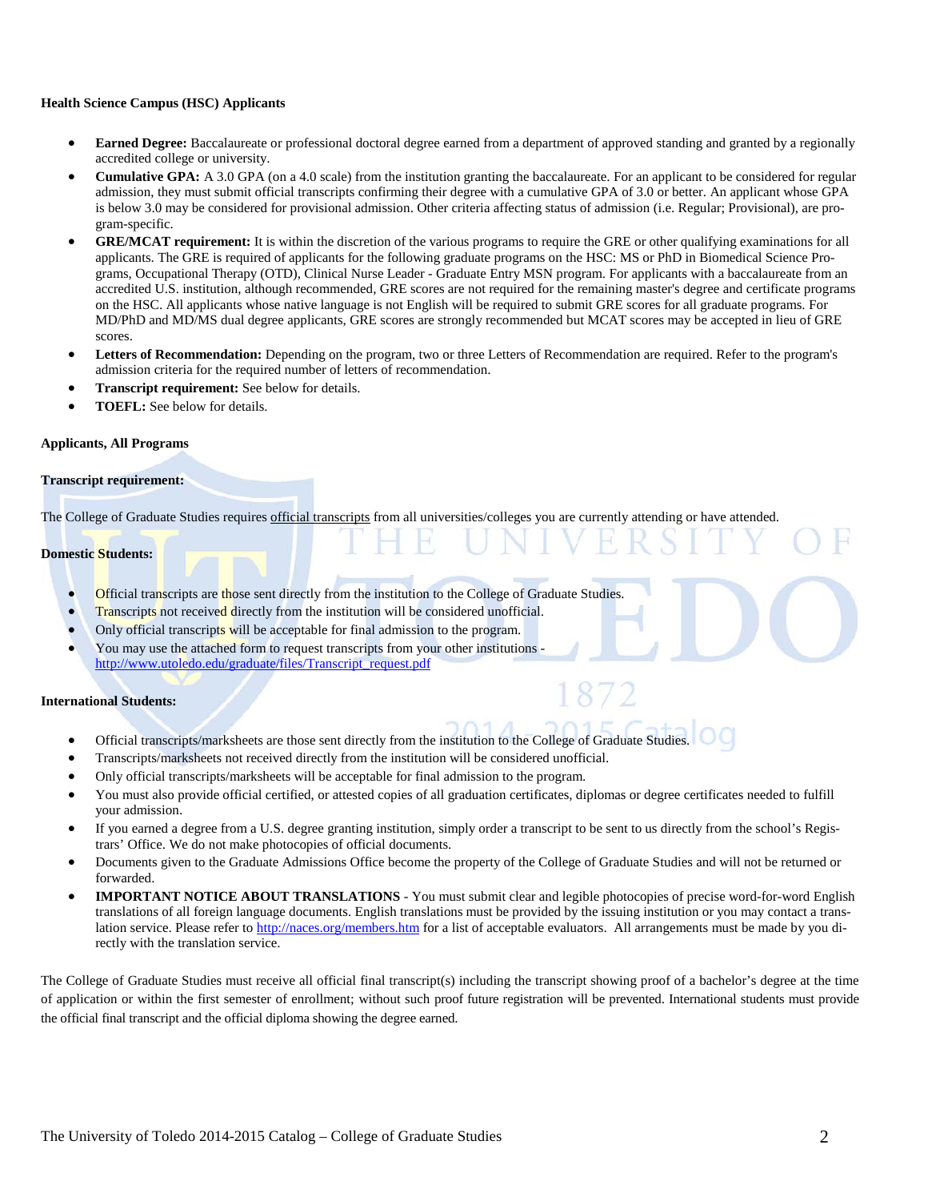**Health Science Campus (HSC) Applicants**

- **Earned Degree:** Baccalaureate or professional doctoral degree earned from a department of approved standing and granted by a regionally accredited college or university.
- **Cumulative GPA:** A 3.0 GPA (on a 4.0 scale) from the institution granting the baccalaureate. For an applicant to be considered for regular admission, they must submit official transcripts confirming their degree with a cumulative GPA of 3.0 or better. An applicant whose GPA is below 3.0 may be considered for provisional admission. Other criteria affecting status of admission (i.e. Regular; Provisional), are program-specific.
- **GRE/MCAT requirement:** It is within the discretion of the various programs to require the GRE or other qualifying examinations for all applicants. The GRE is required of applicants for the following graduate programs on the HSC: MS or PhD in Biomedical Science Programs, Occupational Therapy (OTD), Clinical Nurse Leader - Graduate Entry MSN program. For applicants with a baccalaureate from an accredited U.S. institution, although recommended, GRE scores are not required for the remaining master's degree and certificate programs on the HSC. All applicants whose native language is not English will be required to submit GRE scores for all graduate programs. For MD/PhD and MD/MS dual degree applicants, GRE scores are strongly recommended but MCAT scores may be accepted in lieu of GRE scores.
- **Letters of Recommendation:** Depending on the program, two or three Letters of Recommendation are required. Refer to the program's admission criteria for the required number of letters of recommendation.
- **Transcript requirement:** See below for details.
- **TOEFL:** See below for details.

**Applicants, All Programs**

**Transcript requirement:**

The College of Graduate Studies requires official transcripts from all universities/colleges you are currently attending or have attended.

**Domestic Students:**

- Official transcripts are those sent directly from the institution to the College of Graduate Studies.
- Transcripts not received directly from the institution will be considered unofficial.
- Only official transcripts will be acceptable for final admission to the program.
- You may use the attached form to request transcripts from your other institutions - http://www.utoledo.edu/graduate/files/Transcript_request.pdf

**International Students:**

- Official transcripts/marksheets are those sent directly from the institution to the College of Graduate Studies.
- Transcripts/marksheets not received directly from the institution will be considered unofficial.
- Only official transcripts/marksheets will be acceptable for final admission to the program.
- You must also provide official certified, or attested copies of all graduation certificates, diplomas or degree certificates needed to fulfill your admission.
- If you earned a degree from a U.S. degree granting institution, simply order a transcript to be sent to us directly from the school's Registrars' Office. We do not make photocopies of official documents.
- Documents given to the Graduate Admissions Office become the property of the College of Graduate Studies and will not be returned or forwarded.
- **IMPORTANT NOTICE ABOUT TRANSLATIONS** - You must submit clear and legible photocopies of precise word-for-word English translations of all foreign language documents. English translations must be provided by the issuing institution or you may contact a translation service. Please refer to http://naces.org/members.htm for a list of acceptable evaluators. All arrangements must be made by you directly with the translation service.

The College of Graduate Studies must receive all official final transcript(s) including the transcript showing proof of a bachelor's degree at the time of application or within the first semester of enrollment; without such proof future registration will be prevented. International students must provide the official final transcript and the official diploma showing the degree earned.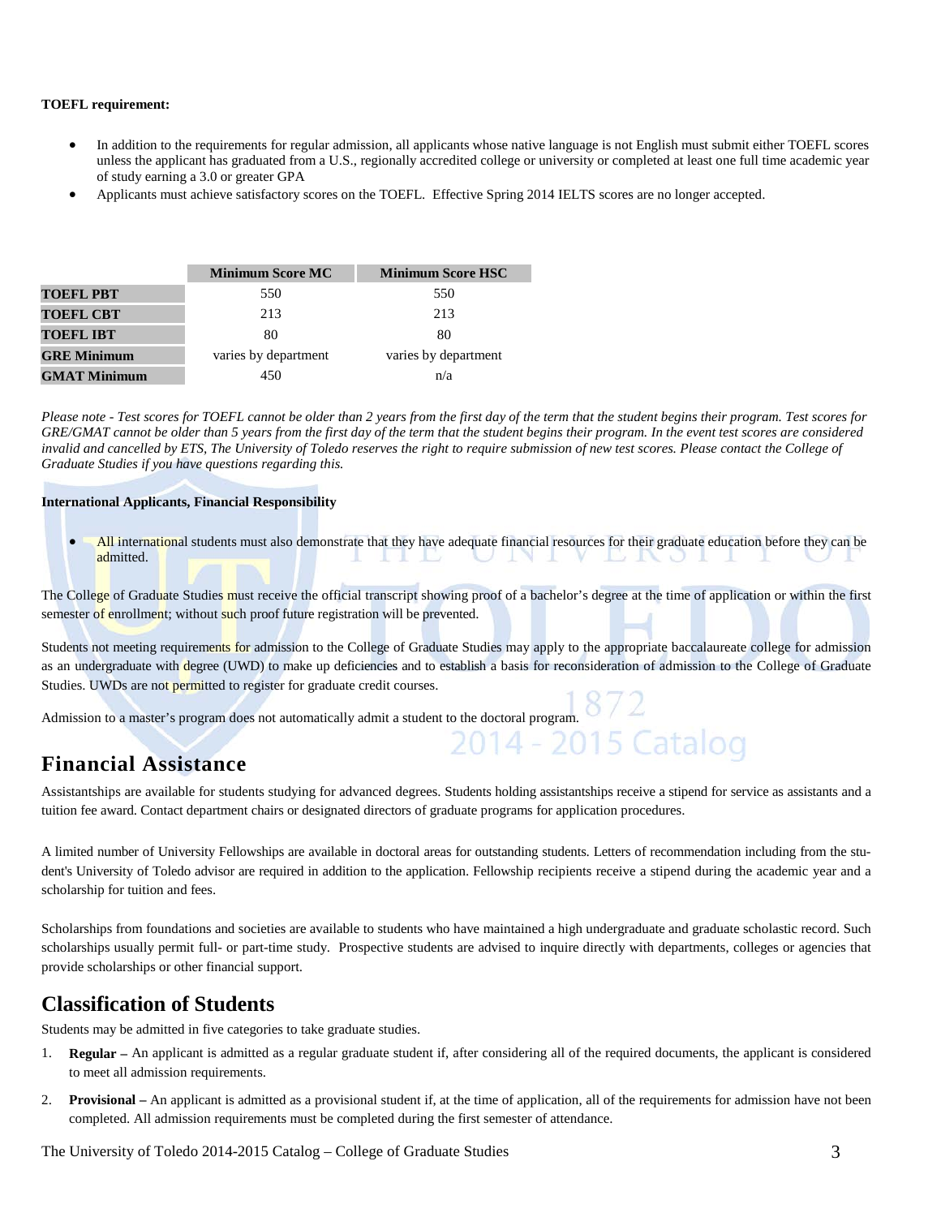**TOEFL requirement:**

- In addition to the requirements for regular admission, all applicants whose native language is not English must submit either TOEFL scores unless the applicant has graduated from a U.S., regionally accredited college or university or completed at least one full time academic year of study earning a 3.0 or greater GPA
- Applicants must achieve satisfactory scores on the TOEFL. Effective Spring 2014 IELTS scores are no longer accepted.

| | Minimum Score MC | Minimum Score HSC |
|---|---|---|
| **TOEFL PBT** | 550 | 550 |
| **TOEFL CBT** | 213 | 213 |
| **TOEFL IBT** | 80 | 80 |
| **GRE Minimum** | varies by department | varies by department |
| **GMAT Minimum** | 450 | n/a |

*Please note - Test scores for TOEFL cannot be older than 2 years from the first day of the term that the student begins their program. Test scores for GRE/GMAT cannot be older than 5 years from the first day of the term that the student begins their program. In the event test scores are considered invalid and cancelled by ETS, The University of Toledo reserves the right to require submission of new test scores. Please contact the College of Graduate Studies if you have questions regarding this.*

**International Applicants, Financial Responsibility**

- All international students must also demonstrate that they have adequate financial resources for their graduate education before they can be admitted.

The College of Graduate Studies must receive the official transcript showing proof of a bachelor's degree at the time of application or within the first semester of enrollment; without such proof future registration will be prevented.

Students not meeting requirements for admission to the College of Graduate Studies may apply to the appropriate baccalaureate college for admission as an undergraduate with degree (UWD) to make up deficiencies and to establish a basis for reconsideration of admission to the College of Graduate Studies. UWDs are not permitted to register for graduate credit courses.

Admission to a master's program does not automatically admit a student to the doctoral program.

## Financial Assistance

Assistantships are available for students studying for advanced degrees. Students holding assistantships receive a stipend for service as assistants and a tuition fee award. Contact department chairs or designated directors of graduate programs for application procedures.

A limited number of University Fellowships are available in doctoral areas for outstanding students. Letters of recommendation including from the student's University of Toledo advisor are required in addition to the application. Fellowship recipients receive a stipend during the academic year and a scholarship for tuition and fees.

Scholarships from foundations and societies are available to students who have maintained a high undergraduate and graduate scholastic record. Such scholarships usually permit full- or part-time study. Prospective students are advised to inquire directly with departments, colleges or agencies that provide scholarships or other financial support.

## Classification of Students

Students may be admitted in five categories to take graduate studies.

1. **Regular –** An applicant is admitted as a regular graduate student if, after considering all of the required documents, the applicant is considered to meet all admission requirements.
2. **Provisional –** An applicant is admitted as a provisional student if, at the time of application, all of the requirements for admission have not been completed. All admission requirements must be completed during the first semester of attendance.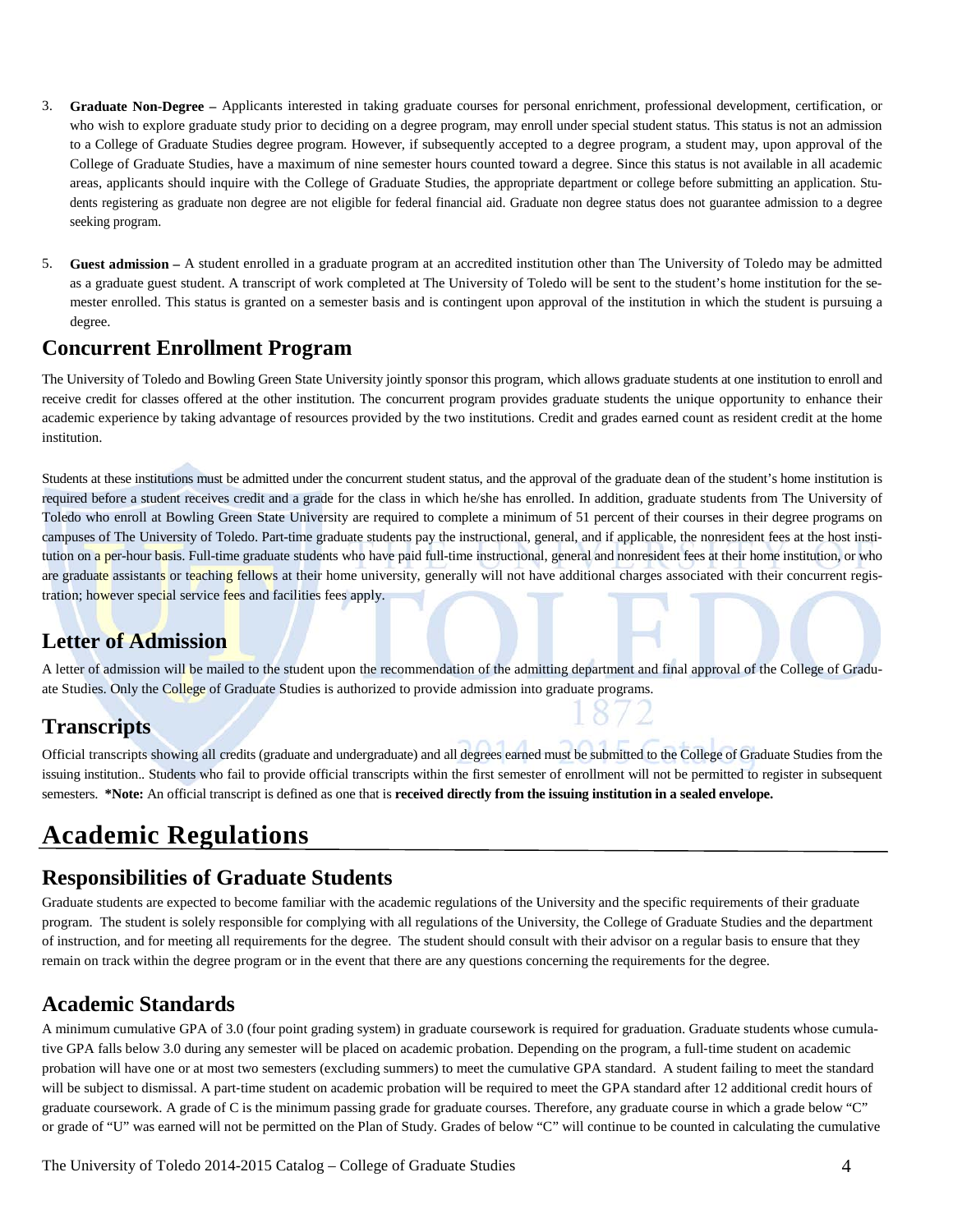3. **Graduate Non-Degree –** Applicants interested in taking graduate courses for personal enrichment, professional development, certification, or who wish to explore graduate study prior to deciding on a degree program, may enroll under special student status. This status is not an admission to a College of Graduate Studies degree program. However, if subsequently accepted to a degree program, a student may, upon approval of the College of Graduate Studies, have a maximum of nine semester hours counted toward a degree. Since this status is not available in all academic areas, applicants should inquire with the College of Graduate Studies, the appropriate department or college before submitting an application. Students registering as graduate non degree are not eligible for federal financial aid. Graduate non degree status does not guarantee admission to a degree seeking program.

5. **Guest admission –** A student enrolled in a graduate program at an accredited institution other than The University of Toledo may be admitted as a graduate guest student. A transcript of work completed at The University of Toledo will be sent to the student's home institution for the semester enrolled. This status is granted on a semester basis and is contingent upon approval of the institution in which the student is pursuing a degree.

## Concurrent Enrollment Program

The University of Toledo and Bowling Green State University jointly sponsor this program, which allows graduate students at one institution to enroll and receive credit for classes offered at the other institution. The concurrent program provides graduate students the unique opportunity to enhance their academic experience by taking advantage of resources provided by the two institutions. Credit and grades earned count as resident credit at the home institution.

Students at these institutions must be admitted under the concurrent student status, and the approval of the graduate dean of the student's home institution is required before a student receives credit and a grade for the class in which he/she has enrolled. In addition, graduate students from The University of Toledo who enroll at Bowling Green State University are required to complete a minimum of 51 percent of their courses in their degree programs on campuses of The University of Toledo. Part-time graduate students pay the instructional, general, and if applicable, the nonresident fees at the host institution on a per-hour basis. Full-time graduate students who have paid full-time instructional, general and nonresident fees at their home institution, or who are graduate assistants or teaching fellows at their home university, generally will not have additional charges associated with their concurrent registration; however special service fees and facilities fees apply.

## Letter of Admission

A letter of admission will be mailed to the student upon the recommendation of the admitting department and final approval of the College of Graduate Studies. Only the College of Graduate Studies is authorized to provide admission into graduate programs.

## Transcripts

Official transcripts showing all credits (graduate and undergraduate) and all degrees earned must be submitted to the College of Graduate Studies from the issuing institution.. Students who fail to provide official transcripts within the first semester of enrollment will not be permitted to register in subsequent semesters. ***Note:** An official transcript is defined as one that is **received directly from the issuing institution in a sealed envelope.**

# Academic Regulations

## Responsibilities of Graduate Students

Graduate students are expected to become familiar with the academic regulations of the University and the specific requirements of their graduate program. The student is solely responsible for complying with all regulations of the University, the College of Graduate Studies and the department of instruction, and for meeting all requirements for the degree. The student should consult with their advisor on a regular basis to ensure that they remain on track within the degree program or in the event that there are any questions concerning the requirements for the degree.

## Academic Standards

A minimum cumulative GPA of 3.0 (four point grading system) in graduate coursework is required for graduation. Graduate students whose cumulative GPA falls below 3.0 during any semester will be placed on academic probation. Depending on the program, a full-time student on academic probation will have one or at most two semesters (excluding summers) to meet the cumulative GPA standard. A student failing to meet the standard will be subject to dismissal. A part-time student on academic probation will be required to meet the GPA standard after 12 additional credit hours of graduate coursework. A grade of C is the minimum passing grade for graduate courses. Therefore, any graduate course in which a grade below "C" or grade of "U" was earned will not be permitted on the Plan of Study. Grades of below "C" will continue to be counted in calculating the cumulative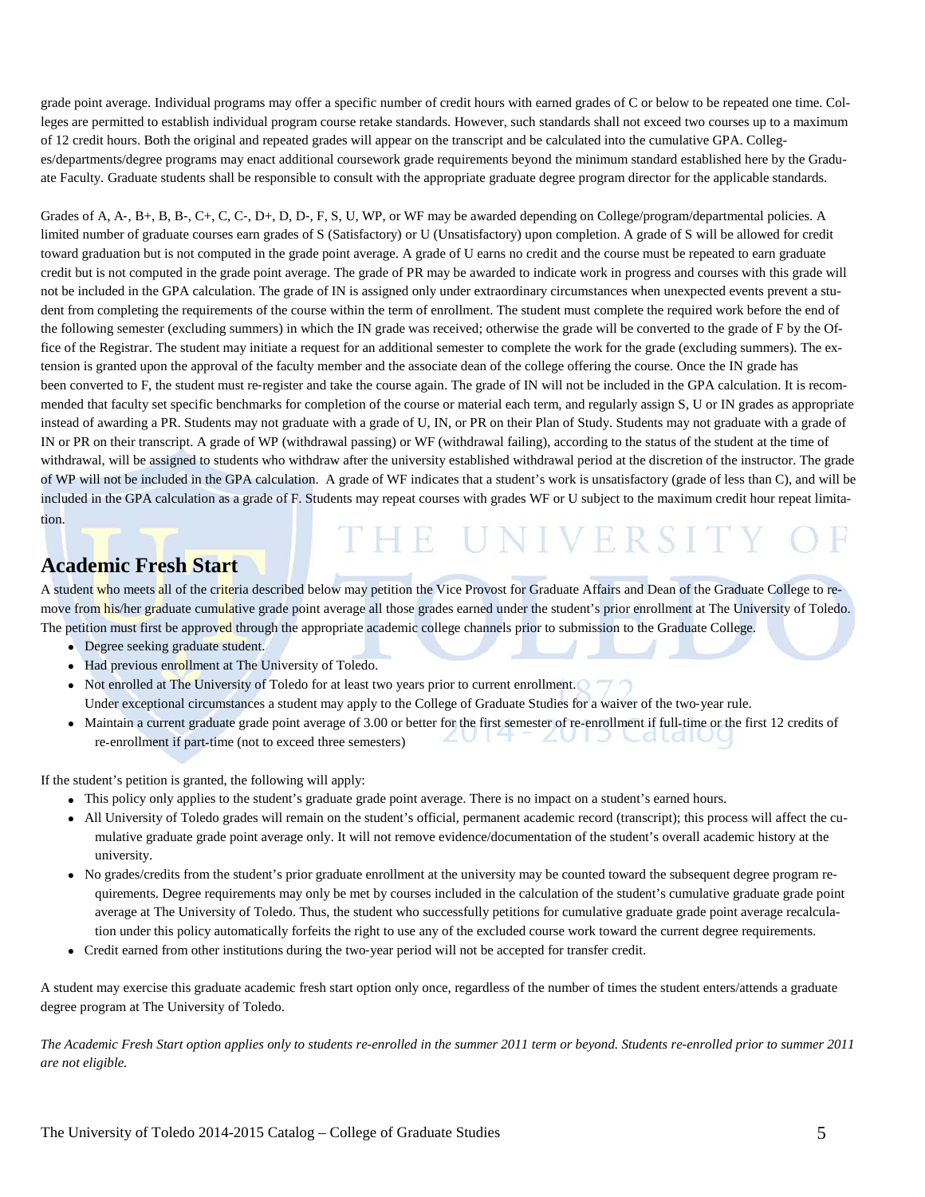grade point average. Individual programs may offer a specific number of credit hours with earned grades of C or below to be repeated one time. Colleges are permitted to establish individual program course retake standards. However, such standards shall not exceed two courses up to a maximum of 12 credit hours. Both the original and repeated grades will appear on the transcript and be calculated into the cumulative GPA. Colleges/departments/degree programs may enact additional coursework grade requirements beyond the minimum standard established here by the Graduate Faculty. Graduate students shall be responsible to consult with the appropriate graduate degree program director for the applicable standards.

Grades of A, A-, B+, B, B-, C+, C, C-, D+, D, D-, F, S, U, WP, or WF may be awarded depending on College/program/departmental policies. A limited number of graduate courses earn grades of S (Satisfactory) or U (Unsatisfactory) upon completion. A grade of S will be allowed for credit toward graduation but is not computed in the grade point average. A grade of U earns no credit and the course must be repeated to earn graduate credit but is not computed in the grade point average. The grade of PR may be awarded to indicate work in progress and courses with this grade will not be included in the GPA calculation. The grade of IN is assigned only under extraordinary circumstances when unexpected events prevent a student from completing the requirements of the course within the term of enrollment. The student must complete the required work before the end of the following semester (excluding summers) in which the IN grade was received; otherwise the grade will be converted to the grade of F by the Office of the Registrar. The student may initiate a request for an additional semester to complete the work for the grade (excluding summers). The extension is granted upon the approval of the faculty member and the associate dean of the college offering the course. Once the IN grade has been converted to F, the student must re-register and take the course again. The grade of IN will not be included in the GPA calculation. It is recommended that faculty set specific benchmarks for completion of the course or material each term, and regularly assign S, U or IN grades as appropriate instead of awarding a PR. Students may not graduate with a grade of U, IN, or PR on their Plan of Study. Students may not graduate with a grade of IN or PR on their transcript. A grade of WP (withdrawal passing) or WF (withdrawal failing), according to the status of the student at the time of withdrawal, will be assigned to students who withdraw after the university established withdrawal period at the discretion of the instructor. The grade of WP will not be included in the GPA calculation. A grade of WF indicates that a student's work is unsatisfactory (grade of less than C), and will be included in the GPA calculation as a grade of F. Students may repeat courses with grades WF or U subject to the maximum credit hour repeat limitation.

## Academic Fresh Start

A student who meets all of the criteria described below may petition the Vice Provost for Graduate Affairs and Dean of the Graduate College to remove from his/her graduate cumulative grade point average all those grades earned under the student's prior enrollment at The University of Toledo. The petition must first be approved through the appropriate academic college channels prior to submission to the Graduate College.

- Degree seeking graduate student.
- Had previous enrollment at The University of Toledo.
- Not enrolled at The University of Toledo for at least two years prior to current enrollment.
  Under exceptional circumstances a student may apply to the College of Graduate Studies for a waiver of the two-year rule.
- Maintain a current graduate grade point average of 3.00 or better for the first semester of re-enrollment if full-time or the first 12 credits of re-enrollment if part-time (not to exceed three semesters)

If the student's petition is granted, the following will apply:

- This policy only applies to the student's graduate grade point average. There is no impact on a student's earned hours.
- All University of Toledo grades will remain on the student's official, permanent academic record (transcript); this process will affect the cumulative graduate grade point average only. It will not remove evidence/documentation of the student's overall academic history at the university.
- No grades/credits from the student's prior graduate enrollment at the university may be counted toward the subsequent degree program requirements. Degree requirements may only be met by courses included in the calculation of the student's cumulative graduate grade point average at The University of Toledo. Thus, the student who successfully petitions for cumulative graduate grade point average recalculation under this policy automatically forfeits the right to use any of the excluded course work toward the current degree requirements.
- Credit earned from other institutions during the two-year period will not be accepted for transfer credit.

A student may exercise this graduate academic fresh start option only once, regardless of the number of times the student enters/attends a graduate degree program at The University of Toledo.

*The Academic Fresh Start option applies only to students re-enrolled in the summer 2011 term or beyond. Students re-enrolled prior to summer 2011 are not eligible.*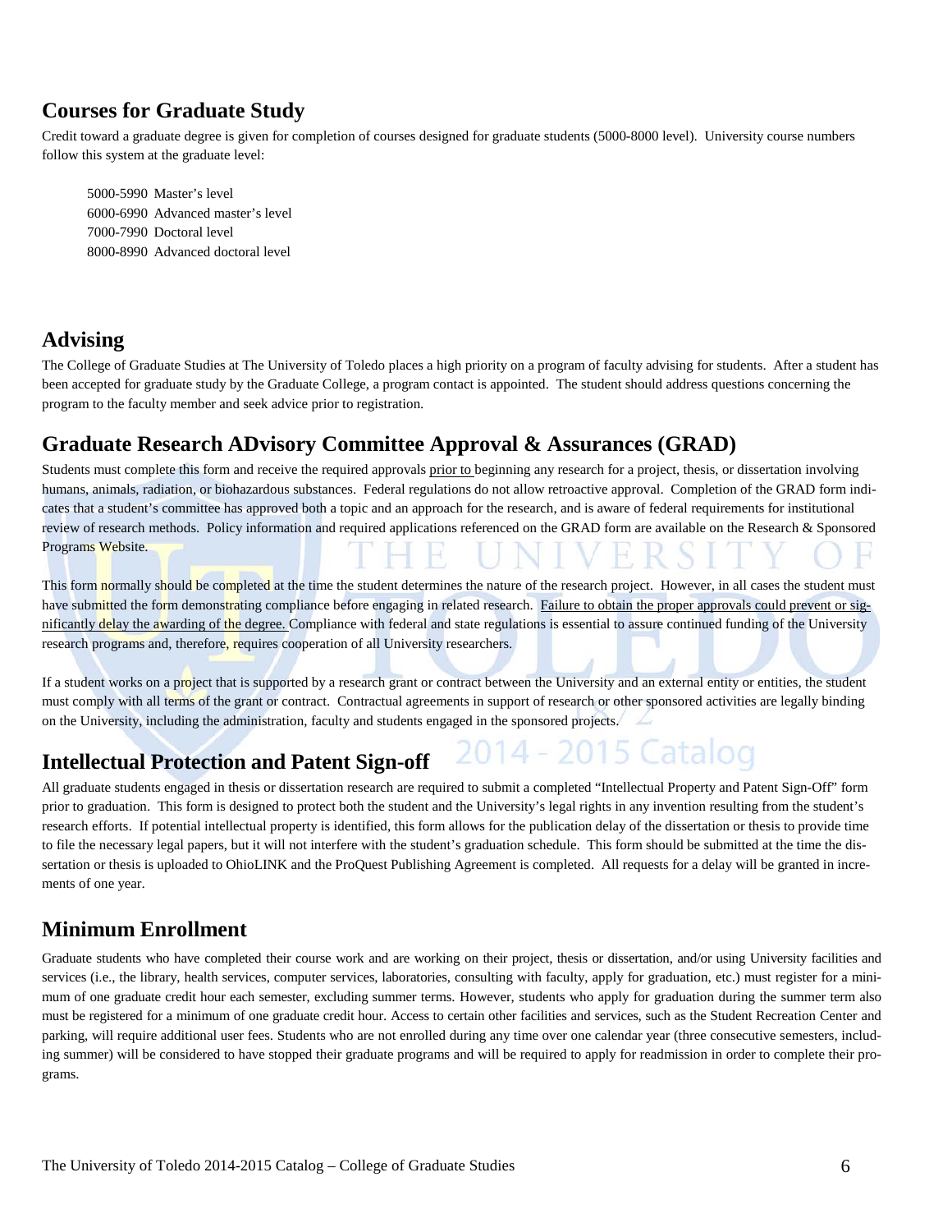## Courses for Graduate Study

Credit toward a graduate degree is given for completion of courses designed for graduate students (5000-8000 level). University course numbers follow this system at the graduate level:

5000-5990 Master's level
6000-6990 Advanced master's level
7000-7990 Doctoral level
8000-8990 Advanced doctoral level

## Advising

The College of Graduate Studies at The University of Toledo places a high priority on a program of faculty advising for students. After a student has been accepted for graduate study by the Graduate College, a program contact is appointed. The student should address questions concerning the program to the faculty member and seek advice prior to registration.

## Graduate Research ADvisory Committee Approval & Assurances (GRAD)

Students must complete this form and receive the required approvals prior to beginning any research for a project, thesis, or dissertation involving humans, animals, radiation, or biohazardous substances. Federal regulations do not allow retroactive approval. Completion of the GRAD form indicates that a student's committee has approved both a topic and an approach for the research, and is aware of federal requirements for institutional review of research methods. Policy information and required applications referenced on the GRAD form are available on the Research & Sponsored Programs Website.

This form normally should be completed at the time the student determines the nature of the research project. However, in all cases the student must have submitted the form demonstrating compliance before engaging in related research. Failure to obtain the proper approvals could prevent or significantly delay the awarding of the degree. Compliance with federal and state regulations is essential to assure continued funding of the University research programs and, therefore, requires cooperation of all University researchers.

If a student works on a project that is supported by a research grant or contract between the University and an external entity or entities, the student must comply with all terms of the grant or contract. Contractual agreements in support of research or other sponsored activities are legally binding on the University, including the administration, faculty and students engaged in the sponsored projects.

## Intellectual Protection and Patent Sign-off

All graduate students engaged in thesis or dissertation research are required to submit a completed "Intellectual Property and Patent Sign-Off" form prior to graduation. This form is designed to protect both the student and the University's legal rights in any invention resulting from the student's research efforts. If potential intellectual property is identified, this form allows for the publication delay of the dissertation or thesis to provide time to file the necessary legal papers, but it will not interfere with the student's graduation schedule. This form should be submitted at the time the dissertation or thesis is uploaded to OhioLINK and the ProQuest Publishing Agreement is completed. All requests for a delay will be granted in increments of one year.

## Minimum Enrollment

Graduate students who have completed their course work and are working on their project, thesis or dissertation, and/or using University facilities and services (i.e., the library, health services, computer services, laboratories, consulting with faculty, apply for graduation, etc.) must register for a minimum of one graduate credit hour each semester, excluding summer terms. However, students who apply for graduation during the summer term also must be registered for a minimum of one graduate credit hour. Access to certain other facilities and services, such as the Student Recreation Center and parking, will require additional user fees. Students who are not enrolled during any time over one calendar year (three consecutive semesters, including summer) will be considered to have stopped their graduate programs and will be required to apply for readmission in order to complete their programs.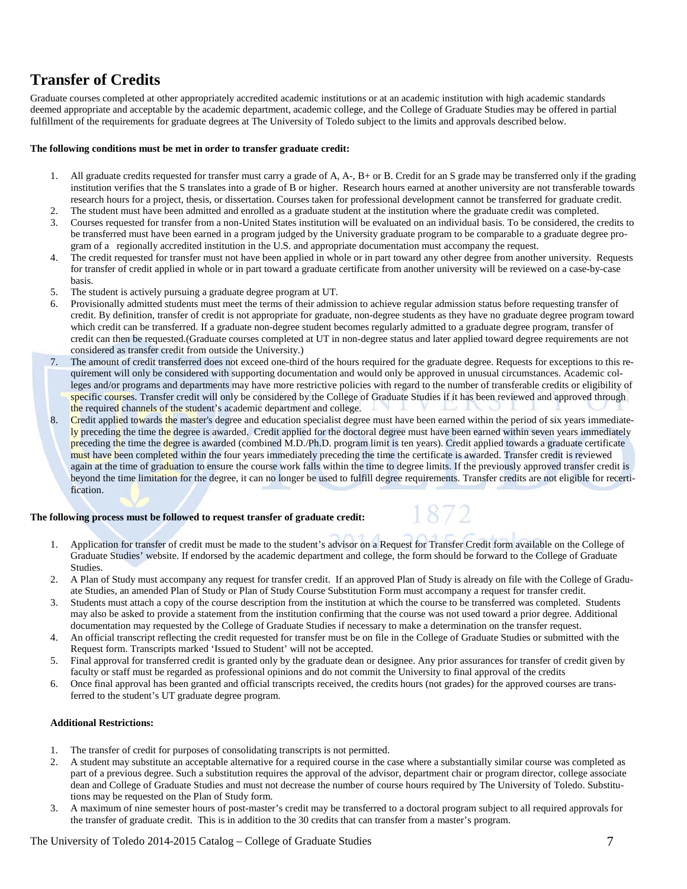# Transfer of Credits

Graduate courses completed at other appropriately accredited academic institutions or at an academic institution with high academic standards deemed appropriate and acceptable by the academic department, academic college, and the College of Graduate Studies may be offered in partial fulfillment of the requirements for graduate degrees at The University of Toledo subject to the limits and approvals described below.

**The following conditions must be met in order to transfer graduate credit:**

1. All graduate credits requested for transfer must carry a grade of A, A-, B+ or B. Credit for an S grade may be transferred only if the grading institution verifies that the S translates into a grade of B or higher. Research hours earned at another university are not transferable towards research hours for a project, thesis, or dissertation. Courses taken for professional development cannot be transferred for graduate credit.
2. The student must have been admitted and enrolled as a graduate student at the institution where the graduate credit was completed.
3. Courses requested for transfer from a non-United States institution will be evaluated on an individual basis. To be considered, the credits to be transferred must have been earned in a program judged by the University graduate program to be comparable to a graduate degree program of a regionally accredited institution in the U.S. and appropriate documentation must accompany the request.
4. The credit requested for transfer must not have been applied in whole or in part toward any other degree from another university. Requests for transfer of credit applied in whole or in part toward a graduate certificate from another university will be reviewed on a case-by-case basis.
5. The student is actively pursuing a graduate degree program at UT.
6. Provisionally admitted students must meet the terms of their admission to achieve regular admission status before requesting transfer of credit. By definition, transfer of credit is not appropriate for graduate, non-degree students as they have no graduate degree program toward which credit can be transferred. If a graduate non-degree student becomes regularly admitted to a graduate degree program, transfer of credit can then be requested.(Graduate courses completed at UT in non-degree status and later applied toward degree requirements are not considered as transfer credit from outside the University.)
7. The amount of credit transferred does not exceed one-third of the hours required for the graduate degree. Requests for exceptions to this requirement will only be considered with supporting documentation and would only be approved in unusual circumstances. Academic colleges and/or programs and departments may have more restrictive policies with regard to the number of transferable credits or eligibility of specific courses. Transfer credit will only be considered by the College of Graduate Studies if it has been reviewed and approved through the required channels of the student's academic department and college.
8. Credit applied towards the master's degree and education specialist degree must have been earned within the period of six years immediately preceding the time the degree is awarded. Credit applied for the doctoral degree must have been earned within seven years immediately preceding the time the degree is awarded (combined M.D./Ph.D. program limit is ten years). Credit applied towards a graduate certificate must have been completed within the four years immediately preceding the time the certificate is awarded. Transfer credit is reviewed again at the time of graduation to ensure the course work falls within the time to degree limits. If the previously approved transfer credit is beyond the time limitation for the degree, it can no longer be used to fulfill degree requirements. Transfer credits are not eligible for recertification.

**The following process must be followed to request transfer of graduate credit:**

1. Application for transfer of credit must be made to the student's advisor on a Request for Transfer Credit form available on the College of Graduate Studies' website. If endorsed by the academic department and college, the form should be forward to the College of Graduate Studies.
2. A Plan of Study must accompany any request for transfer credit. If an approved Plan of Study is already on file with the College of Graduate Studies, an amended Plan of Study or Plan of Study Course Substitution Form must accompany a request for transfer credit.
3. Students must attach a copy of the course description from the institution at which the course to be transferred was completed. Students may also be asked to provide a statement from the institution confirming that the course was not used toward a prior degree. Additional documentation may requested by the College of Graduate Studies if necessary to make a determination on the transfer request.
4. An official transcript reflecting the credit requested for transfer must be on file in the College of Graduate Studies or submitted with the Request form. Transcripts marked 'Issued to Student' will not be accepted.
5. Final approval for transferred credit is granted only by the graduate dean or designee. Any prior assurances for transfer of credit given by faculty or staff must be regarded as professional opinions and do not commit the University to final approval of the credits
6. Once final approval has been granted and official transcripts received, the credits hours (not grades) for the approved courses are transferred to the student's UT graduate degree program.

**Additional Restrictions:**

1. The transfer of credit for purposes of consolidating transcripts is not permitted.
2. A student may substitute an acceptable alternative for a required course in the case where a substantially similar course was completed as part of a previous degree. Such a substitution requires the approval of the advisor, department chair or program director, college associate dean and College of Graduate Studies and must not decrease the number of course hours required by The University of Toledo. Substitutions may be requested on the Plan of Study form.
3. A maximum of nine semester hours of post-master's credit may be transferred to a doctoral program subject to all required approvals for the transfer of graduate credit. This is in addition to the 30 credits that can transfer from a master's program.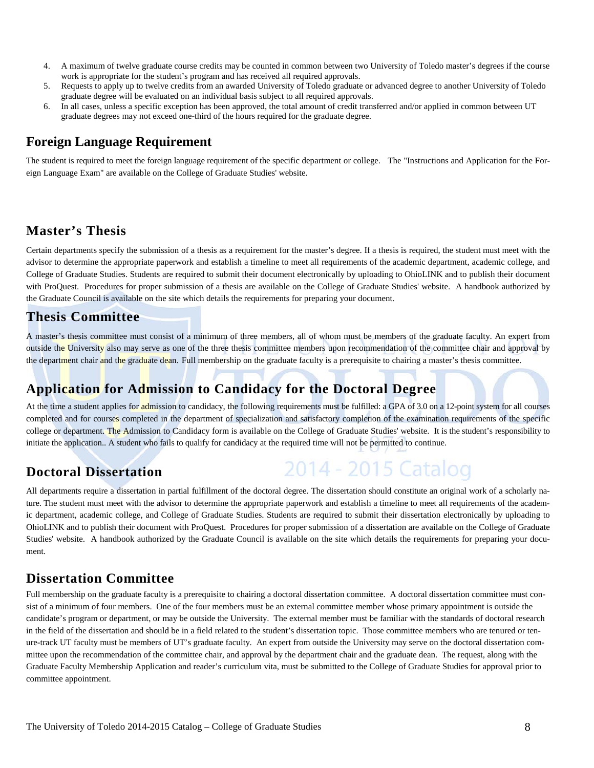4. A maximum of twelve graduate course credits may be counted in common between two University of Toledo master's degrees if the course work is appropriate for the student's program and has received all required approvals.
5. Requests to apply up to twelve credits from an awarded University of Toledo graduate or advanced degree to another University of Toledo graduate degree will be evaluated on an individual basis subject to all required approvals.
6. In all cases, unless a specific exception has been approved, the total amount of credit transferred and/or applied in common between UT graduate degrees may not exceed one-third of the hours required for the graduate degree.

## Foreign Language Requirement

The student is required to meet the foreign language requirement of the specific department or college. The "Instructions and Application for the Foreign Language Exam" are available on the College of Graduate Studies' website.

## Master's Thesis

Certain departments specify the submission of a thesis as a requirement for the master's degree. If a thesis is required, the student must meet with the advisor to determine the appropriate paperwork and establish a timeline to meet all requirements of the academic department, academic college, and College of Graduate Studies. Students are required to submit their document electronically by uploading to OhioLINK and to publish their document with ProQuest. Procedures for proper submission of a thesis are available on the College of Graduate Studies' website. A handbook authorized by the Graduate Council is available on the site which details the requirements for preparing your document.

## Thesis Committee

A master's thesis committee must consist of a minimum of three members, all of whom must be members of the graduate faculty. An expert from outside the University also may serve as one of the three thesis committee members upon recommendation of the committee chair and approval by the department chair and the graduate dean. Full membership on the graduate faculty is a prerequisite to chairing a master's thesis committee.

## Application for Admission to Candidacy for the Doctoral Degree

At the time a student applies for admission to candidacy, the following requirements must be fulfilled: a GPA of 3.0 on a 12-point system for all courses completed and for courses completed in the department of specialization and satisfactory completion of the examination requirements of the specific college or department. The Admission to Candidacy form is available on the College of Graduate Studies' website. It is the student's responsibility to initiate the application.. A student who fails to qualify for candidacy at the required time will not be permitted to continue.

## Doctoral Dissertation

All departments require a dissertation in partial fulfillment of the doctoral degree. The dissertation should constitute an original work of a scholarly nature. The student must meet with the advisor to determine the appropriate paperwork and establish a timeline to meet all requirements of the academic department, academic college, and College of Graduate Studies. Students are required to submit their dissertation electronically by uploading to OhioLINK and to publish their document with ProQuest. Procedures for proper submission of a dissertation are available on the College of Graduate Studies' website. A handbook authorized by the Graduate Council is available on the site which details the requirements for preparing your document.

## Dissertation Committee

Full membership on the graduate faculty is a prerequisite to chairing a doctoral dissertation committee. A doctoral dissertation committee must consist of a minimum of four members. One of the four members must be an external committee member whose primary appointment is outside the candidate's program or department, or may be outside the University. The external member must be familiar with the standards of doctoral research in the field of the dissertation and should be in a field related to the student's dissertation topic. Those committee members who are tenured or tenure-track UT faculty must be members of UT's graduate faculty. An expert from outside the University may serve on the doctoral dissertation committee upon the recommendation of the committee chair, and approval by the department chair and the graduate dean. The request, along with the Graduate Faculty Membership Application and reader's curriculum vita, must be submitted to the College of Graduate Studies for approval prior to committee appointment.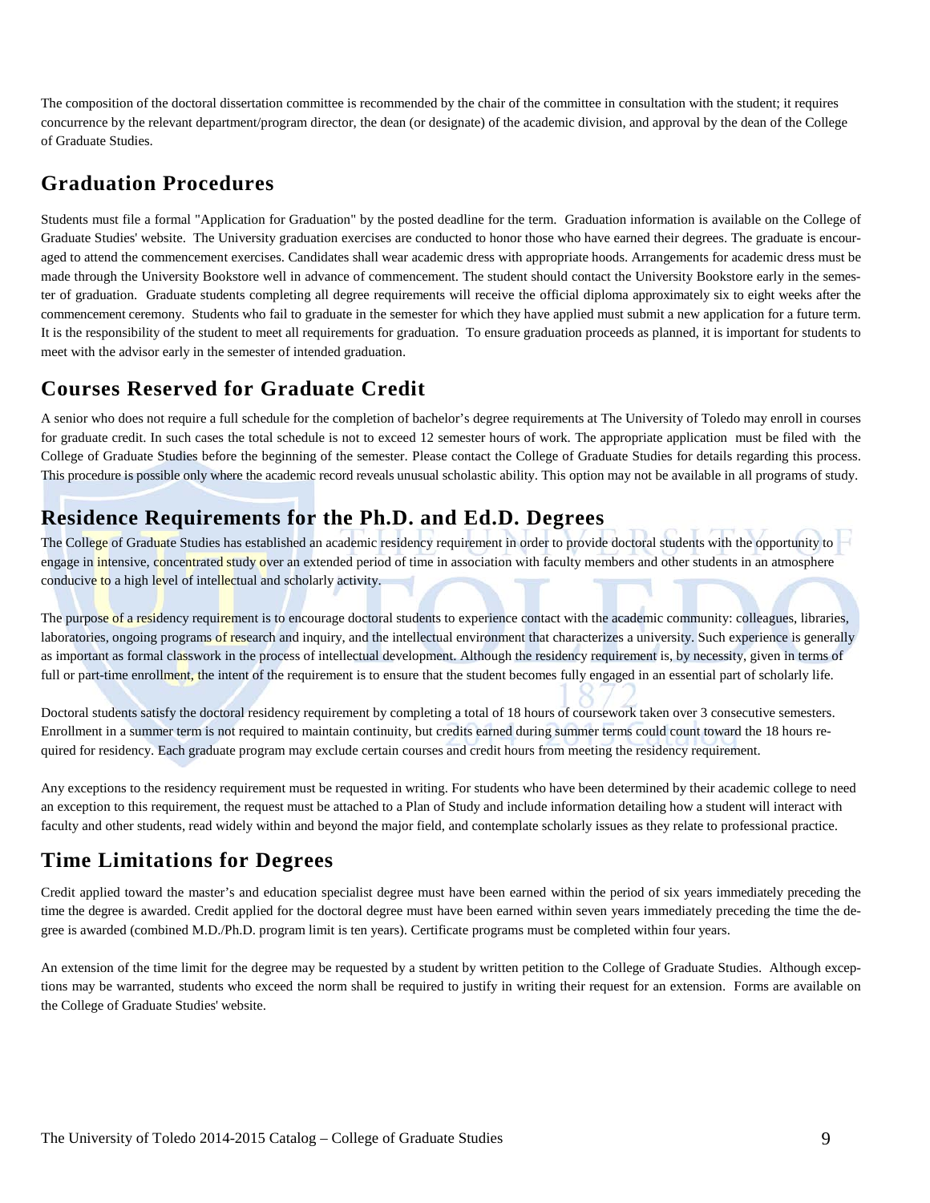The composition of the doctoral dissertation committee is recommended by the chair of the committee in consultation with the student; it requires concurrence by the relevant department/program director, the dean (or designate) of the academic division, and approval by the dean of the College of Graduate Studies.

## Graduation Procedures

Students must file a formal "Application for Graduation" by the posted deadline for the term. Graduation information is available on the College of Graduate Studies' website. The University graduation exercises are conducted to honor those who have earned their degrees. The graduate is encouraged to attend the commencement exercises. Candidates shall wear academic dress with appropriate hoods. Arrangements for academic dress must be made through the University Bookstore well in advance of commencement. The student should contact the University Bookstore early in the semester of graduation. Graduate students completing all degree requirements will receive the official diploma approximately six to eight weeks after the commencement ceremony. Students who fail to graduate in the semester for which they have applied must submit a new application for a future term. It is the responsibility of the student to meet all requirements for graduation. To ensure graduation proceeds as planned, it is important for students to meet with the advisor early in the semester of intended graduation.

## Courses Reserved for Graduate Credit

A senior who does not require a full schedule for the completion of bachelor's degree requirements at The University of Toledo may enroll in courses for graduate credit. In such cases the total schedule is not to exceed 12 semester hours of work. The appropriate application must be filed with the College of Graduate Studies before the beginning of the semester. Please contact the College of Graduate Studies for details regarding this process. This procedure is possible only where the academic record reveals unusual scholastic ability. This option may not be available in all programs of study.

## Residence Requirements for the Ph.D. and Ed.D. Degrees

The College of Graduate Studies has established an academic residency requirement in order to provide doctoral students with the opportunity to engage in intensive, concentrated study over an extended period of time in association with faculty members and other students in an atmosphere conducive to a high level of intellectual and scholarly activity.

The purpose of a residency requirement is to encourage doctoral students to experience contact with the academic community: colleagues, libraries, laboratories, ongoing programs of research and inquiry, and the intellectual environment that characterizes a university. Such experience is generally as important as formal classwork in the process of intellectual development. Although the residency requirement is, by necessity, given in terms of full or part-time enrollment, the intent of the requirement is to ensure that the student becomes fully engaged in an essential part of scholarly life.

Doctoral students satisfy the doctoral residency requirement by completing a total of 18 hours of coursework taken over 3 consecutive semesters. Enrollment in a summer term is not required to maintain continuity, but credits earned during summer terms could count toward the 18 hours required for residency. Each graduate program may exclude certain courses and credit hours from meeting the residency requirement.

Any exceptions to the residency requirement must be requested in writing. For students who have been determined by their academic college to need an exception to this requirement, the request must be attached to a Plan of Study and include information detailing how a student will interact with faculty and other students, read widely within and beyond the major field, and contemplate scholarly issues as they relate to professional practice.

## Time Limitations for Degrees

Credit applied toward the master's and education specialist degree must have been earned within the period of six years immediately preceding the time the degree is awarded. Credit applied for the doctoral degree must have been earned within seven years immediately preceding the time the degree is awarded (combined M.D./Ph.D. program limit is ten years). Certificate programs must be completed within four years.

An extension of the time limit for the degree may be requested by a student by written petition to the College of Graduate Studies. Although exceptions may be warranted, students who exceed the norm shall be required to justify in writing their request for an extension. Forms are available on the College of Graduate Studies' website.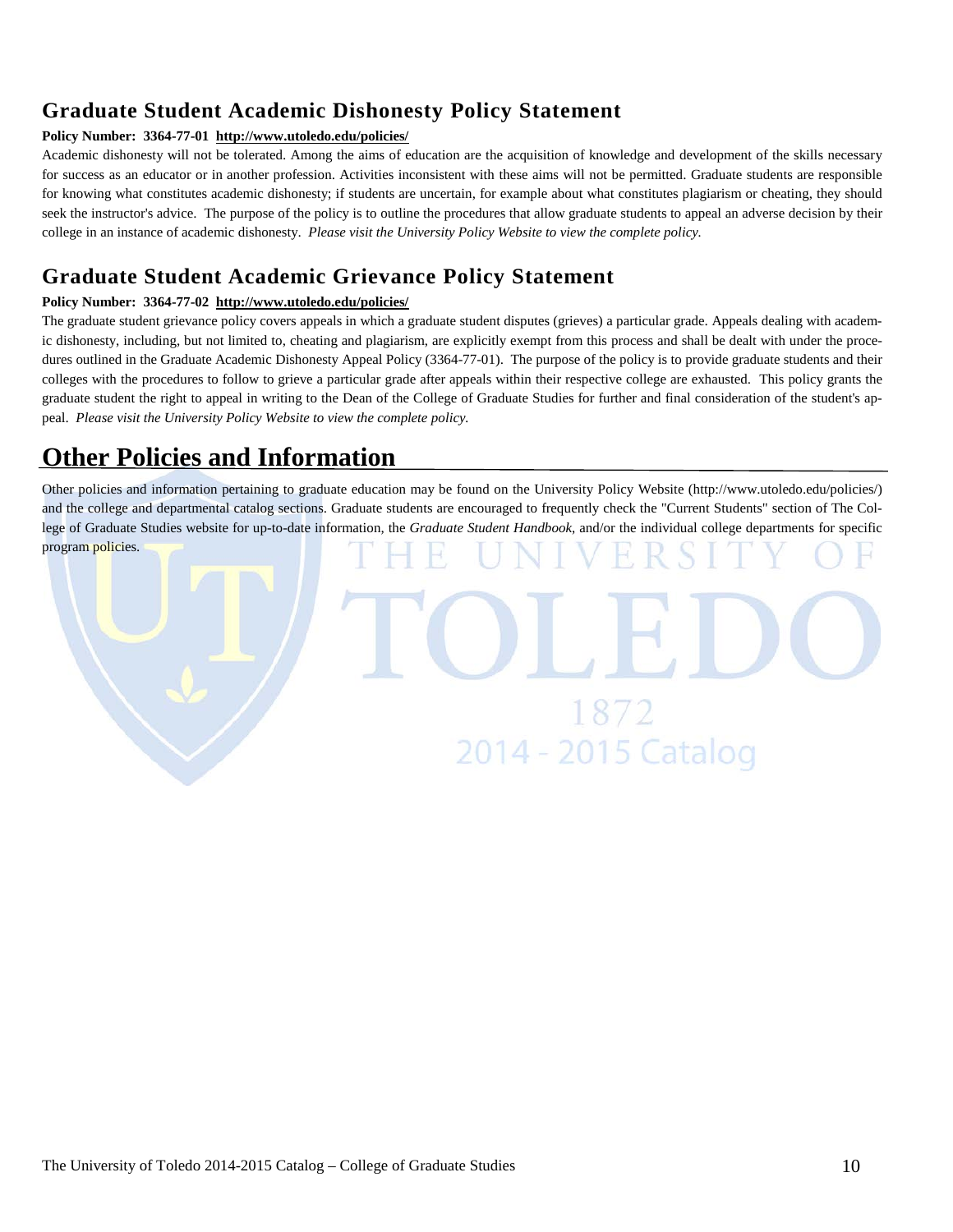## Graduate Student Academic Dishonesty Policy Statement

**Policy Number: 3364-77-01 http://www.utoledo.edu/policies/**

Academic dishonesty will not be tolerated. Among the aims of education are the acquisition of knowledge and development of the skills necessary for success as an educator or in another profession. Activities inconsistent with these aims will not be permitted. Graduate students are responsible for knowing what constitutes academic dishonesty; if students are uncertain, for example about what constitutes plagiarism or cheating, they should seek the instructor's advice. The purpose of the policy is to outline the procedures that allow graduate students to appeal an adverse decision by their college in an instance of academic dishonesty. *Please visit the University Policy Website to view the complete policy.*

## Graduate Student Academic Grievance Policy Statement

**Policy Number: 3364-77-02 http://www.utoledo.edu/policies/**

The graduate student grievance policy covers appeals in which a graduate student disputes (grieves) a particular grade. Appeals dealing with academic dishonesty, including, but not limited to, cheating and plagiarism, are explicitly exempt from this process and shall be dealt with under the procedures outlined in the Graduate Academic Dishonesty Appeal Policy (3364-77-01). The purpose of the policy is to provide graduate students and their colleges with the procedures to follow to grieve a particular grade after appeals within their respective college are exhausted. This policy grants the graduate student the right to appeal in writing to the Dean of the College of Graduate Studies for further and final consideration of the student's appeal. *Please visit the University Policy Website to view the complete policy.*

# Other Policies and Information

Other policies and information pertaining to graduate education may be found on the University Policy Website (http://www.utoledo.edu/policies/) and the college and departmental catalog sections. Graduate students are encouraged to frequently check the "Current Students" section of The College of Graduate Studies website for up-to-date information, the *Graduate Student Handbook*, and/or the individual college departments for specific program policies.